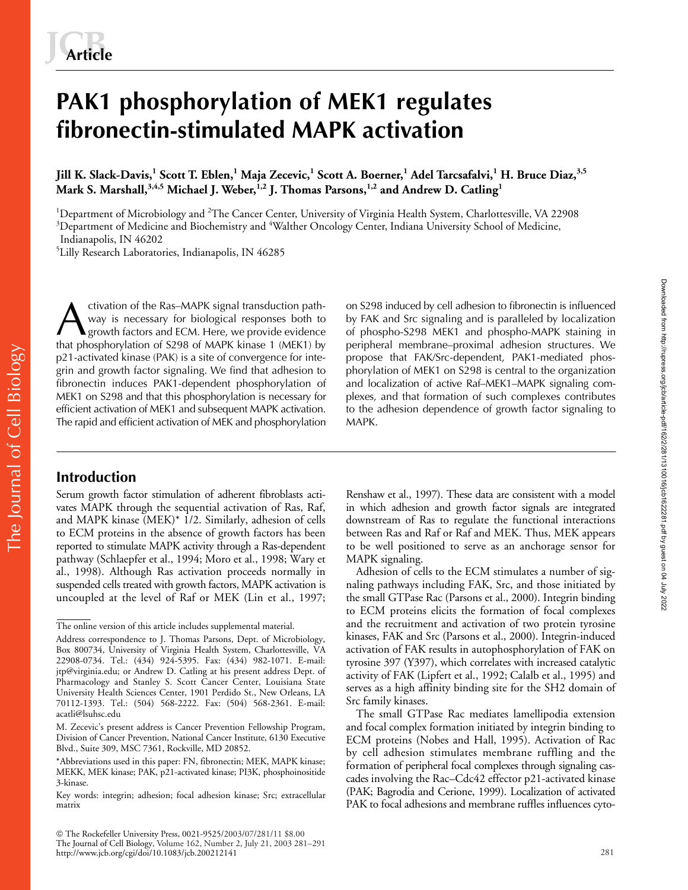# PAK1 phosphorylation of MEK1 regulates fibronectin-stimulated MAPK activation

**Jill K. Slack-Davis,[1] Scott T. Eblen,[1] Maja Zecevic,[1] Scott A. Boerner,[1] Adel Tarcsafalvi,[1] H. Bruce Diaz,[3,5] Mark S. Marshall,[3,4,5] Michael J. Weber,[1,2] J. Thomas Parsons,[1,2] and Andrew D. Catling[1]**

[1]Department of Microbiology and [2]The Cancer Center, University of Virginia Health System, Charlottesville, VA 22908
[3]Department of Medicine and Biochemistry and [4]Walther Oncology Center, Indiana University School of Medicine, Indianapolis, IN 46202
[5]Lilly Research Laboratories, Indianapolis, IN 46285

Activation of the Ras–MAPK signal transduction pathway is necessary for biological responses both to growth factors and ECM. Here, we provide evidence that phosphorylation of S298 of MAPK kinase 1 (MEK1) by p21-activated kinase (PAK) is a site of convergence for integrin and growth factor signaling. We find that adhesion to fibronectin induces PAK1-dependent phosphorylation of MEK1 on S298 and that this phosphorylation is necessary for efficient activation of MEK1 and subsequent MAPK activation. The rapid and efficient activation of MEK and phosphorylation on S298 induced by cell adhesion to fibronectin is influenced by FAK and Src signaling and is paralleled by localization of phospho-S298 MEK1 and phospho-MAPK staining in peripheral membrane–proximal adhesion structures. We propose that FAK/Src-dependent, PAK1-mediated phosphorylation of MEK1 on S298 is central to the organization and localization of active Raf–MEK1–MAPK signaling complexes, and that formation of such complexes contributes to the adhesion dependence of growth factor signaling to MAPK.

## Introduction

Serum growth factor stimulation of adherent fibroblasts activates MAPK through the sequential activation of Ras, Raf, and MAPK kinase (MEK)* 1/2. Similarly, adhesion of cells to ECM proteins in the absence of growth factors has been reported to stimulate MAPK activity through a Ras-dependent pathway (Schlaepfer et al., 1994; Moro et al., 1998; Wary et al., 1998). Although Ras activation proceeds normally in suspended cells treated with growth factors, MAPK activation is uncoupled at the level of Raf or MEK (Lin et al., 1997; Renshaw et al., 1997). These data are consistent with a model in which adhesion and growth factor signals are integrated downstream of Ras to regulate the functional interactions between Ras and Raf or Raf and MEK. Thus, MEK appears to be well positioned to serve as an anchorage sensor for MAPK signaling.

Adhesion of cells to the ECM stimulates a number of signaling pathways including FAK, Src, and those initiated by the small GTPase Rac (Parsons et al., 2000). Integrin binding to ECM proteins elicits the formation of focal complexes and the recruitment and activation of two protein tyrosine kinases, FAK and Src (Parsons et al., 2000). Integrin-induced activation of FAK results in autophosphorylation of FAK on tyrosine 397 (Y397), which correlates with increased catalytic activity of FAK (Lipfert et al., 1992; Calalb et al., 1995) and serves as a high affinity binding site for the SH2 domain of Src family kinases.

The small GTPase Rac mediates lamellipodia extension and focal complex formation initiated by integrin binding to ECM proteins (Nobes and Hall, 1995). Activation of Rac by cell adhesion stimulates membrane ruffling and the formation of peripheral focal complexes through signaling cascades involving the Rac–Cdc42 effector p21-activated kinase (PAK; Bagrodia and Cerione, 1999). Localization of activated PAK to focal adhesions and membrane ruffles influences cyto-

---

The online version of this article includes supplemental material.

Address correspondence to J. Thomas Parsons, Dept. of Microbiology, Box 800734, University of Virginia Health System, Charlottesville, VA 22908-0734. Tel.: (434) 924-5395. Fax: (434) 982-1071. E-mail: jtp@virginia.edu; or Andrew D. Catling at his present address Dept. of Pharmacology and Stanley S. Scott Cancer Center, Louisiana State University Health Sciences Center, 1901 Perdido St., New Orleans, LA 70112-1393. Tel.: (504) 568-2222. Fax: (504) 568-2361. E-mail: acatli@lsuhsc.edu

M. Zecevic's present address is Cancer Prevention Fellowship Program, Division of Cancer Prevention, National Cancer Institute, 6130 Executive Blvd., Suite 309, MSC 7361, Rockville, MD 20852.

*Abbreviations used in this paper: FN, fibronectin; MEK, MAPK kinase; MEKK, MEK kinase; PAK, p21-activated kinase; PI3K, phosphoinositide 3-kinase.

Key words: integrin; adhesion; focal adhesion kinase; Src; extracellular matrix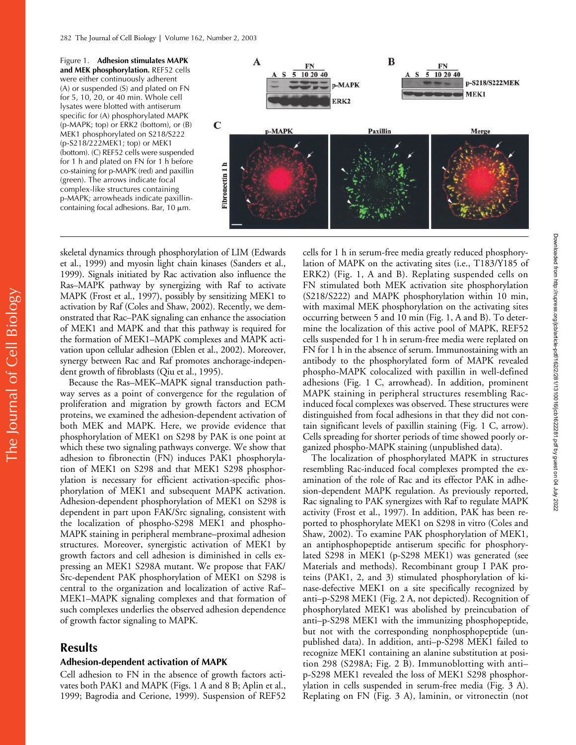Figure 1. **Adhesion stimulates MAPK and MEK phosphorylation.** REF52 cells were either continuously adherent (A) or suspended (S) and plated on FN for 5, 10, 20, or 40 min. Whole cell lysates were blotted with antiserum specific for (A) phosphorylated MAPK (p-MAPK; top) or ERK2 (bottom), or (B) MEK1 phosphorylated on S218/S222 (p-S218/222MEK1; top) or MEK1 (bottom). (C) REF52 cells were suspended for 1 h and plated on FN for 1 h before co-staining for p-MAPK (red) and paxillin (green). The arrows indicate focal complex-like structures containing p-MAPK; arrowheads indicate paxillin-containing focal adhesions. Bar, 10 μm.

skeletal dynamics through phosphorylation of LIM (Edwards et al., 1999) and myosin light chain kinases (Sanders et al., 1999). Signals initiated by Rac activation also influence the Ras–MAPK pathway by synergizing with Raf to activate MAPK (Frost et al., 1997), possibly by sensitizing MEK1 to activation by Raf (Coles and Shaw, 2002). Recently, we demonstrated that Rac–PAK signaling can enhance the association of MEK1 and MAPK and that this pathway is required for the formation of MEK1–MAPK complexes and MAPK activation upon cellular adhesion (Eblen et al., 2002). Moreover, synergy between Rac and Raf promotes anchorage-independent growth of fibroblasts (Qiu et al., 1995).

Because the Ras–MEK–MAPK signal transduction pathway serves as a point of convergence for the regulation of proliferation and migration by growth factors and ECM proteins, we examined the adhesion-dependent activation of both MEK and MAPK. Here, we provide evidence that phosphorylation of MEK1 on S298 by PAK is one point at which these two signaling pathways converge. We show that adhesion to fibronectin (FN) induces PAK1 phosphorylation of MEK1 on S298 and that MEK1 S298 phosphorylation is necessary for efficient activation-specific phosphorylation of MEK1 and subsequent MAPK activation. Adhesion-dependent phosphorylation of MEK1 on S298 is dependent in part upon FAK/Src signaling, consistent with the localization of phospho-S298 MEK1 and phospho-MAPK staining in peripheral membrane–proximal adhesion structures. Moreover, synergistic activation of MEK1 by growth factors and cell adhesion is diminished in cells expressing an MEK1 S298A mutant. We propose that FAK/Src-dependent PAK phosphorylation of MEK1 on S298 is central to the organization and localization of active Raf–MEK1–MAPK signaling complexes and that formation of such complexes underlies the observed adhesion dependence of growth factor signaling to MAPK.

## Results

### Adhesion-dependent activation of MAPK

Cell adhesion to FN in the absence of growth factors activates both PAK1 and MAPK (Figs. 1 A and 8 B; Aplin et al., 1999; Bagrodia and Cerione, 1999). Suspension of REF52 cells for 1 h in serum-free media greatly reduced phosphorylation of MAPK on the activating sites (i.e., T183/Y185 of ERK2) (Fig. 1, A and B). Replating suspended cells on FN stimulated both MEK activation site phosphorylation (S218/S222) and MAPK phosphorylation within 10 min, with maximal MEK phosphorylation on the activating sites occurring between 5 and 10 min (Fig. 1, A and B). To determine the localization of this active pool of MAPK, REF52 cells suspended for 1 h in serum-free media were replated on FN for 1 h in the absence of serum. Immunostaining with an antibody to the phosphorylated form of MAPK revealed phospho-MAPK colocalized with paxillin in well-defined adhesions (Fig. 1 C, arrowhead). In addition, prominent MAPK staining in peripheral structures resembling Rac-induced focal complexes was observed. These structures were distinguished from focal adhesions in that they did not contain significant levels of paxillin staining (Fig. 1 C, arrow). Cells spreading for shorter periods of time showed poorly organized phospho-MAPK staining (unpublished data).

The localization of phosphorylated MAPK in structures resembling Rac-induced focal complexes prompted the examination of the role of Rac and its effector PAK in adhesion-dependent MAPK regulation. As previously reported, Rac signaling to PAK synergizes with Raf to regulate MAPK activity (Frost et al., 1997). In addition, PAK has been reported to phosphorylate MEK1 on S298 in vitro (Coles and Shaw, 2002). To examine PAK phosphorylation of MEK1, an antiphosphopeptide antiserum specific for phosphorylated S298 in MEK1 (p-S298 MEK1) was generated (see Materials and methods). Recombinant group I PAK proteins (PAK1, 2, and 3) stimulated phosphorylation of kinase-defective MEK1 on a site specifically recognized by anti–p-S298 MEK1 (Fig. 2 A, not depicted). Recognition of phosphorylated MEK1 was abolished by preincubation of anti–p-S298 MEK1 with the immunizing phosphopeptide, but not with the corresponding nonphosphopeptide (unpublished data). In addition, anti–p-S298 MEK1 failed to recognize MEK1 containing an alanine substitution at position 298 (S298A; Fig. 2 B). Immunoblotting with anti–p-S298 MEK1 revealed the loss of MEK1 S298 phosphorylation in cells suspended in serum-free media (Fig. 3 A). Replating on FN (Fig. 3 A), laminin, or vitronectin (not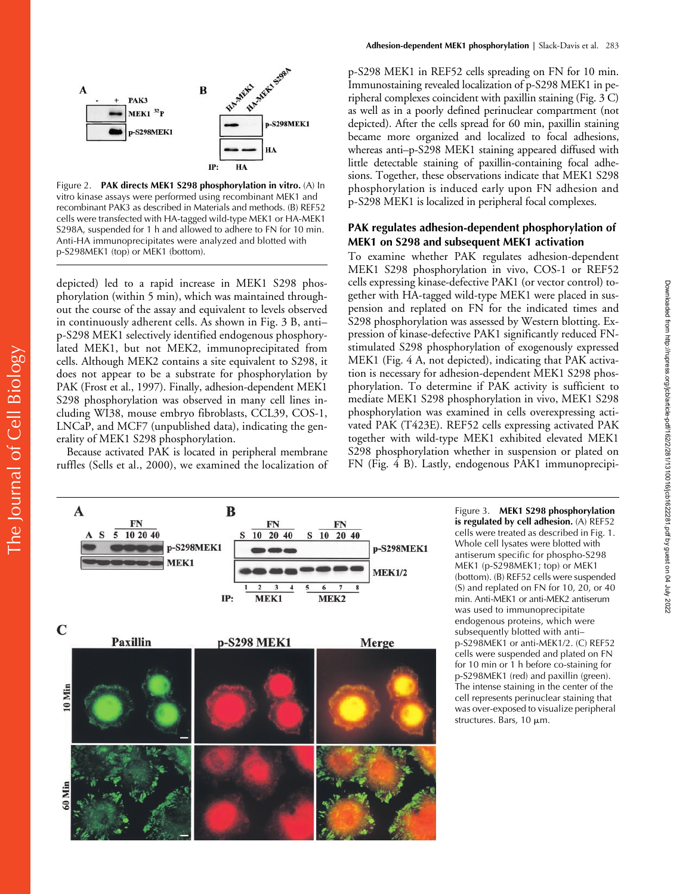Figure 2. **PAK directs MEK1 S298 phosphorylation in vitro.** (A) In vitro kinase assays were performed using recombinant MEK1 and recombinant PAK3 as described in Materials and methods. (B) REF52 cells were transfected with HA-tagged wild-type MEK1 or HA-MEK1 S298A, suspended for 1 h and allowed to adhere to FN for 10 min. Anti-HA immunoprecipitates were analyzed and blotted with p-S298MEK1 (top) or MEK1 (bottom).

depicted) led to a rapid increase in MEK1 S298 phosphorylation (within 5 min), which was maintained throughout the course of the assay and equivalent to levels observed in continuously adherent cells. As shown in Fig. 3 B, anti–p-S298 MEK1 selectively identified endogenous phosphorylated MEK1, but not MEK2, immunoprecipitated from cells. Although MEK2 contains a site equivalent to S298, it does not appear to be a substrate for phosphorylation by PAK (Frost et al., 1997). Finally, adhesion-dependent MEK1 S298 phosphorylation was observed in many cell lines including WI38, mouse embryo fibroblasts, CCL39, COS-1, LNCaP, and MCF7 (unpublished data), indicating the generality of MEK1 S298 phosphorylation.

Because activated PAK is located in peripheral membrane ruffles (Sells et al., 2000), we examined the localization of p-S298 MEK1 in REF52 cells spreading on FN for 10 min. Immunostaining revealed localization of p-S298 MEK1 in peripheral complexes coincident with paxillin staining (Fig. 3 C) as well as in a poorly defined perinuclear compartment (not depicted). After the cells spread for 60 min, paxillin staining became more organized and localized to focal adhesions, whereas anti–p-S298 MEK1 staining appeared diffused with little detectable staining of paxillin-containing focal adhesions. Together, these observations indicate that MEK1 S298 phosphorylation is induced early upon FN adhesion and p-S298 MEK1 is localized in peripheral focal complexes.

## PAK regulates adhesion-dependent phosphorylation of MEK1 on S298 and subsequent MEK1 activation

To examine whether PAK regulates adhesion-dependent MEK1 S298 phosphorylation in vivo, COS-1 or REF52 cells expressing kinase-defective PAK1 (or vector control) together with HA-tagged wild-type MEK1 were placed in suspension and replated on FN for the indicated times and S298 phosphorylation was assessed by Western blotting. Expression of kinase-defective PAK1 significantly reduced FN-stimulated S298 phosphorylation of exogenously expressed MEK1 (Fig. 4 A, not depicted), indicating that PAK activation is necessary for adhesion-dependent MEK1 S298 phosphorylation. To determine if PAK activity is sufficient to mediate MEK1 S298 phosphorylation in vivo, MEK1 S298 phosphorylation was examined in cells overexpressing activated PAK (T423E). REF52 cells expressing activated PAK together with wild-type MEK1 exhibited elevated MEK1 S298 phosphorylation whether in suspension or plated on FN (Fig. 4 B). Lastly, endogenous PAK1 immunoprecipi-

Figure 3. **MEK1 S298 phosphorylation is regulated by cell adhesion.** (A) REF52 cells were treated as described in Fig. 1. Whole cell lysates were blotted with antiserum specific for phospho-S298 MEK1 (p-S298MEK1; top) or MEK1 (bottom). (B) REF52 cells were suspended (S) and replated on FN for 10, 20, or 40 min. Anti-MEK1 or anti-MEK2 antiserum was used to immunoprecipitate endogenous proteins, which were subsequently blotted with anti–p-S298MEK1 or anti-MEK1/2. (C) REF52 cells were suspended and plated on FN for 10 min or 1 h before co-staining for p-S298MEK1 (red) and paxillin (green). The intense staining in the center of the cell represents perinuclear staining that was over-exposed to visualize peripheral structures. Bars, 10 μm.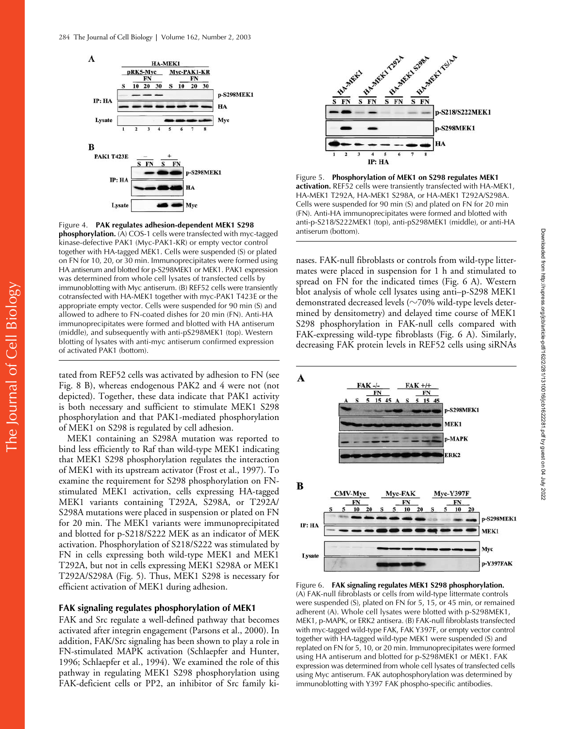Figure 4. **PAK regulates adhesion-dependent MEK1 S298 phosphorylation.** (A) COS-1 cells were transfected with myc-tagged kinase-defective PAK1 (Myc-PAK1-KR) or empty vector control together with HA-tagged MEK1. Cells were suspended (S) or plated on FN for 10, 20, or 30 min. Immunoprecipitates were formed using HA antiserum and blotted for p-S298MEK1 or MEK1. PAK1 expression was determined from whole cell lysates of transfected cells by immunoblotting with Myc antiserum. (B) REF52 cells were transiently cotransfected with HA-MEK1 together with myc-PAK1 T423E or the appropriate empty vector. Cells were suspended for 90 min (S) and allowed to adhere to FN-coated dishes for 20 min (FN). Anti-HA immunoprecipitates were formed and blotted with HA antiserum (middle), and subsequently with anti-pS298MEK1 (top). Western blotting of lysates with anti-myc antiserum confirmed expression of activated PAK1 (bottom).

tated from REF52 cells was activated by adhesion to FN (see Fig. 8 B), whereas endogenous PAK2 and 4 were not (not depicted). Together, these data indicate that PAK1 activity is both necessary and sufficient to stimulate MEK1 S298 phosphorylation and that PAK1-mediated phosphorylation of MEK1 on S298 is regulated by cell adhesion.

MEK1 containing an S298A mutation was reported to bind less efficiently to Raf than wild-type MEK1 indicating that MEK1 S298 phosphorylation regulates the interaction of MEK1 with its upstream activator (Frost et al., 1997). To examine the requirement for S298 phosphorylation on FN-stimulated MEK1 activation, cells expressing HA-tagged MEK1 variants containing T292A, S298A, or T292A/S298A mutations were placed in suspension or plated on FN for 20 min. The MEK1 variants were immunoprecipitated and blotted for p-S218/S222 MEK as an indicator of MEK activation. Phosphorylation of S218/S222 was stimulated by FN in cells expressing both wild-type MEK1 and MEK1 T292A, but not in cells expressing MEK1 S298A or MEK1 T292A/S298A (Fig. 5). Thus, MEK1 S298 is necessary for efficient activation of MEK1 during adhesion.

## FAK signaling regulates phosphorylation of MEK1

FAK and Src regulate a well-defined pathway that becomes activated after integrin engagement (Parsons et al., 2000). In addition, FAK/Src signaling has been shown to play a role in FN-stimulated MAPK activation (Schlaepfer and Hunter, 1996; Schlaepfer et al., 1994). We examined the role of this pathway in regulating MEK1 S298 phosphorylation using FAK-deficient cells or PP2, an inhibitor of Src family kinases. FAK-null fibroblasts or controls from wild-type littermates were placed in suspension for 1 h and stimulated to spread on FN for the indicated times (Fig. 6 A). Western blot analysis of whole cell lysates using anti–p-S298 MEK1 demonstrated decreased levels (~70% wild-type levels determined by densitometry) and delayed time course of MEK1 S298 phosphorylation in FAK-null cells compared with FAK-expressing wild-type fibroblasts (Fig. 6 A). Similarly, decreasing FAK protein levels in REF52 cells using siRNAs

Figure 5. **Phosphorylation of MEK1 on S298 regulates MEK1 activation.** REF52 cells were transiently transfected with HA-MEK1, HA-MEK1 T292A, HA-MEK1 S298A, or HA-MEK1 T292A/S298A. Cells were suspended for 90 min (S) and plated on FN for 20 min (FN). Anti-HA immunoprecipitates were formed and blotted with anti-p-S218/S222MEK1 (top), anti-pS298MEK1 (middle), or anti-HA antiserum (bottom).

Figure 6. **FAK signaling regulates MEK1 S298 phosphorylation.** (A) FAK-null fibroblasts or cells from wild-type littermate controls were suspended (S), plated on FN for 5, 15, or 45 min, or remained adherent (A). Whole cell lysates were blotted with p-S298MEK1, MEK1, p-MAPK, or ERK2 antisera. (B) FAK-null fibroblasts transfected with myc-tagged wild-type FAK, FAK Y397F, or empty vector control together with HA-tagged wild-type MEK1 were suspended (S) and replated on FN for 5, 10, or 20 min. Immunoprecipitates were formed using HA antiserum and blotted for p-S298MEK1 or MEK1. FAK expression was determined from whole cell lysates of transfected cells using Myc antiserum. FAK autophosphorylation was determined by immunoblotting with Y397 FAK phospho-specific antibodies.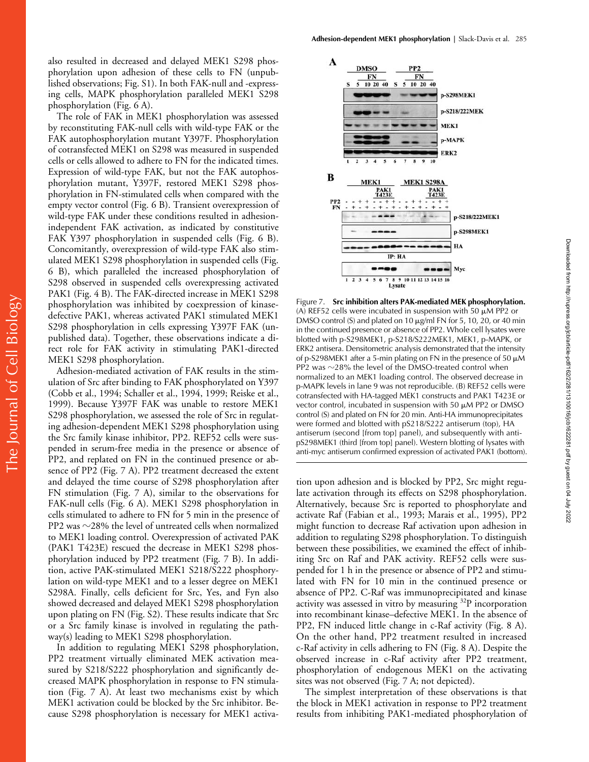also resulted in decreased and delayed MEK1 S298 phosphorylation upon adhesion of these cells to FN (unpublished observations; Fig. S1). In both FAK-null and -expressing cells, MAPK phosphorylation paralleled MEK1 S298 phosphorylation (Fig. 6 A).

The role of FAK in MEK1 phosphorylation was assessed by reconstituting FAK-null cells with wild-type FAK or the FAK autophosphorylation mutant Y397F. Phosphorylation of cotransfected MEK1 on S298 was measured in suspended cells or cells allowed to adhere to FN for the indicated times. Expression of wild-type FAK, but not the FAK autophosphorylation mutant, Y397F, restored MEK1 S298 phosphorylation in FN-stimulated cells when compared with the empty vector control (Fig. 6 B). Transient overexpression of wild-type FAK under these conditions resulted in adhesion-independent FAK activation, as indicated by constitutive FAK Y397 phosphorylation in suspended cells (Fig. 6 B). Concomitantly, overexpression of wild-type FAK also stimulated MEK1 S298 phosphorylation in suspended cells (Fig. 6 B), which paralleled the increased phosphorylation of S298 observed in suspended cells overexpressing activated PAK1 (Fig. 4 B). The FAK-directed increase in MEK1 S298 phosphorylation was inhibited by coexpression of kinase-defective PAK1, whereas activated PAK1 stimulated MEK1 S298 phosphorylation in cells expressing Y397F FAK (unpublished data). Together, these observations indicate a direct role for FAK activity in stimulating PAK1-directed MEK1 S298 phosphorylation.

Adhesion-mediated activation of FAK results in the stimulation of Src after binding to FAK phosphorylated on Y397 (Cobb et al., 1994; Schaller et al., 1994, 1999; Reiske et al., 1999). Because Y397F FAK was unable to restore MEK1 S298 phosphorylation, we assessed the role of Src in regulating adhesion-dependent MEK1 S298 phosphorylation using the Src family kinase inhibitor, PP2. REF52 cells were suspended in serum-free media in the presence or absence of PP2, and replated on FN in the continued presence or absence of PP2 (Fig. 7 A). PP2 treatment decreased the extent and delayed the time course of S298 phosphorylation after FN stimulation (Fig. 7 A), similar to the observations for FAK-null cells (Fig. 6 A). MEK1 S298 phosphorylation in cells stimulated to adhere to FN for 5 min in the presence of PP2 was ~28% the level of untreated cells when normalized to MEK1 loading control. Overexpression of activated PAK (PAK1 T423E) rescued the decrease in MEK1 S298 phosphorylation induced by PP2 treatment (Fig. 7 B). In addition, active PAK-stimulated MEK1 S218/S222 phosphorylation on wild-type MEK1 and to a lesser degree on MEK1 S298A. Finally, cells deficient for Src, Yes, and Fyn also showed decreased and delayed MEK1 S298 phosphorylation upon plating on FN (Fig. S2). These results indicate that Src or a Src family kinase is involved in regulating the pathway(s) leading to MEK1 S298 phosphorylation.

In addition to regulating MEK1 S298 phosphorylation, PP2 treatment virtually eliminated MEK activation measured by S218/S222 phosphorylation and significantly decreased MAPK phosphorylation in response to FN stimulation (Fig. 7 A). At least two mechanisms exist by which MEK1 activation could be blocked by the Src inhibitor. Because S298 phosphorylation is necessary for MEK1 activation upon adhesion and is blocked by PP2, Src might regulate activation through its effects on S298 phosphorylation. Alternatively, because Src is reported to phosphorylate and activate Raf (Fabian et al., 1993; Marais et al., 1995), PP2 might function to decrease Raf activation upon adhesion in addition to regulating S298 phosphorylation. To distinguish between these possibilities, we examined the effect of inhibiting Src on Raf and PAK activity. REF52 cells were suspended for 1 h in the presence or absence of PP2 and stimulated with FN for 10 min in the continued presence or absence of PP2. C-Raf was immunoprecipitated and kinase activity was assessed in vitro by measuring $^{32}$P incorporation into recombinant kinase–defective MEK1. In the absence of PP2, FN induced little change in c-Raf activity (Fig. 8 A). On the other hand, PP2 treatment resulted in increased c-Raf activity in cells adhering to FN (Fig. 8 A). Despite the observed increase in c-Raf activity after PP2 treatment, phosphorylation of endogenous MEK1 on the activating sites was not observed (Fig. 7 A; not depicted).

The simplest interpretation of these observations is that the block in MEK1 activation in response to PP2 treatment results from inhibiting PAK1-mediated phosphorylation of

**Figure 7. Src inhibition alters PAK-mediated MEK phosphorylation.** (A) REF52 cells were incubated in suspension with 50 μM PP2 or DMSO control (S) and plated on 10 μg/ml FN for 5, 10, 20, or 40 min in the continued presence or absence of PP2. Whole cell lysates were blotted with p-S298MEK1, p-S218/S222MEK1, MEK1, p-MAPK, or ERK2 antisera. Densitometric analysis demonstrated that the intensity of p-S298MEK1 after a 5-min plating on FN in the presence of 50 μM PP2 was ~28% the level of the DMSO-treated control when normalized to an MEK1 loading control. The observed decrease in p-MAPK levels in lane 9 was not reproducible. (B) REF52 cells were cotransfected with HA-tagged MEK1 constructs and PAK1 T423E or vector control, incubated in suspension with 50 μM PP2 or DMSO control (S) and plated on FN for 20 min. Anti-HA immunoprecipitates were formed and blotted with pS218/S222 antiserum (top), HA antiserum (second [from top] panel), and subsequently with anti-pS298MEK1 (third [from top] panel). Western blotting of lysates with anti-myc antiserum confirmed expression of activated PAK1 (bottom).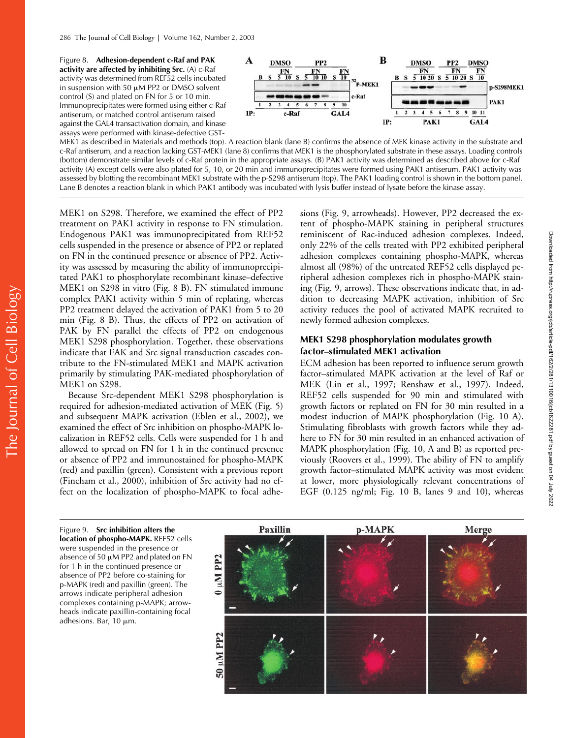Figure 8. **Adhesion-dependent c-Raf and PAK activity are affected by inhibiting Src.** (A) c-Raf activity was determined from REF52 cells incubated in suspension with 50 μM PP2 or DMSO solvent control (S) and plated on FN for 5 or 10 min. Immunoprecipitates were formed using either c-Raf antiserum, or matched control antiserum raised against the GAL4 transactivation domain, and kinase assays were performed with kinase-defective GST-MEK1 as described in Materials and methods (top). A reaction blank (lane B) confirms the absence of MEK kinase activity in the substrate and c-Raf antiserum, and a reaction lacking GST-MEK1 (lane 8) confirms that MEK1 is the phosphorylated substrate in these assays. Loading controls (bottom) demonstrate similar levels of c-Raf protein in the appropriate assays. (B) PAK1 activity was determined as described above for c-Raf activity (A) except cells were also plated for 5, 10, or 20 min and immunoprecipitates were formed using PAK1 antiserum. PAK1 activity was assessed by blotting the recombinant MEK1 substrate with the p-S298 antiserum (top). The PAK1 loading control is shown in the bottom panel. Lane B denotes a reaction blank in which PAK1 antibody was incubated with lysis buffer instead of lysate before the kinase assay.

MEK1 on S298. Therefore, we examined the effect of PP2 treatment on PAK1 activity in response to FN stimulation. Endogenous PAK1 was immunoprecipitated from REF52 cells suspended in the presence or absence of PP2 or replated on FN in the continued presence or absence of PP2. Activity was assessed by measuring the ability of immunoprecipitated PAK1 to phosphorylate recombinant kinase–defective MEK1 on S298 in vitro (Fig. 8 B). FN stimulated immune complex PAK1 activity within 5 min of replating, whereas PP2 treatment delayed the activation of PAK1 from 5 to 20 min (Fig. 8 B). Thus, the effects of PP2 on activation of PAK by FN parallel the effects of PP2 on endogenous MEK1 S298 phosphorylation. Together, these observations indicate that FAK and Src signal transduction cascades contribute to the FN-stimulated MEK1 and MAPK activation primarily by stimulating PAK-mediated phosphorylation of MEK1 on S298.

Because Src-dependent MEK1 S298 phosphorylation is required for adhesion-mediated activation of MEK (Fig. 5) and subsequent MAPK activation (Eblen et al., 2002), we examined the effect of Src inhibition on phospho-MAPK localization in REF52 cells. Cells were suspended for 1 h and allowed to spread on FN for 1 h in the continued presence or absence of PP2 and immunostained for phospho-MAPK (red) and paxillin (green). Consistent with a previous report (Fincham et al., 2000), inhibition of Src activity had no effect on the localization of phospho-MAPK to focal adhesions (Fig. 9, arrowheads). However, PP2 decreased the extent of phospho-MAPK staining in peripheral structures reminiscent of Rac-induced adhesion complexes. Indeed, only 22% of the cells treated with PP2 exhibited peripheral adhesion complexes containing phospho-MAPK, whereas almost all (98%) of the untreated REF52 cells displayed peripheral adhesion complexes rich in phospho-MAPK staining (Fig. 9, arrows). These observations indicate that, in addition to decreasing MAPK activation, inhibition of Src activity reduces the pool of activated MAPK recruited to newly formed adhesion complexes.

## MEK1 S298 phosphorylation modulates growth factor–stimulated MEK1 activation

ECM adhesion has been reported to influence serum growth factor–stimulated MAPK activation at the level of Raf or MEK (Lin et al., 1997; Renshaw et al., 1997). Indeed, REF52 cells suspended for 90 min and stimulated with growth factors or replated on FN for 30 min resulted in a modest induction of MAPK phosphorylation (Fig. 10 A). Stimulating fibroblasts with growth factors while they adhere to FN for 30 min resulted in an enhanced activation of MAPK phosphorylation (Fig. 10, A and B) as reported previously (Roovers et al., 1999). The ability of FN to amplify growth factor–stimulated MAPK activity was most evident at lower, more physiologically relevant concentrations of EGF (0.125 ng/ml; Fig. 10 B, lanes 9 and 10), whereas

Figure 9. **Src inhibition alters the location of phospho-MAPK.** REF52 cells were suspended in the presence or absence of 50 μM PP2 and plated on FN for 1 h in the continued presence or absence of PP2 before co-staining for p-MAPK (red) and paxillin (green). The arrows indicate peripheral adhesion complexes containing p-MAPK; arrowheads indicate paxillin-containing focal adhesions. Bar, 10 μm.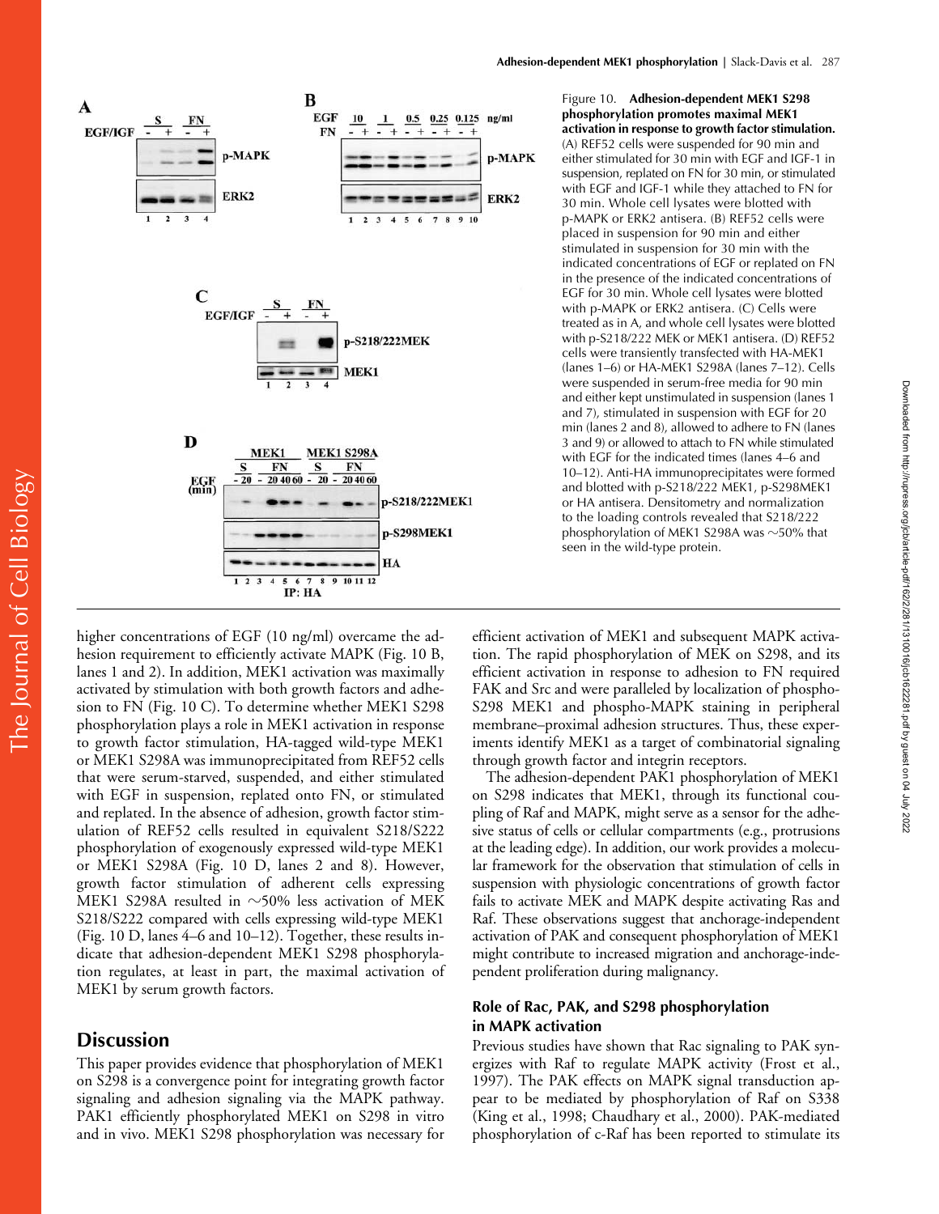Figure 10. **Adhesion-dependent MEK1 S298 phosphorylation promotes maximal MEK1 activation in response to growth factor stimulation.** (A) REF52 cells were suspended for 90 min and either stimulated for 30 min with EGF and IGF-1 in suspension, replated on FN for 30 min, or stimulated with EGF and IGF-1 while they attached to FN for 30 min. Whole cell lysates were blotted with p-MAPK or ERK2 antisera. (B) REF52 cells were placed in suspension for 90 min and either stimulated in suspension for 30 min with the indicated concentrations of EGF or replated on FN in the presence of the indicated concentrations of EGF for 30 min. Whole cell lysates were blotted with p-MAPK or ERK2 antisera. (C) Cells were treated as in A, and whole cell lysates were blotted with p-S218/222 MEK or MEK1 antisera. (D) REF52 cells were transiently transfected with HA-MEK1 (lanes 1–6) or HA-MEK1 S298A (lanes 7–12). Cells were suspended in serum-free media for 90 min and either kept unstimulated in suspension (lanes 1 and 7), stimulated in suspension with EGF for 20 min (lanes 2 and 8), allowed to adhere to FN (lanes 3 and 9) or allowed to attach to FN while stimulated with EGF for the indicated times (lanes 4–6 and 10–12). Anti-HA immunoprecipitates were formed and blotted with p-S218/222 MEK1, p-S298MEK1 or HA antisera. Densitometry and normalization to the loading controls revealed that S218/222 phosphorylation of MEK1 S298A was ∼50% that seen in the wild-type protein.

higher concentrations of EGF (10 ng/ml) overcame the adhesion requirement to efficiently activate MAPK (Fig. 10 B, lanes 1 and 2). In addition, MEK1 activation was maximally activated by stimulation with both growth factors and adhesion to FN (Fig. 10 C). To determine whether MEK1 S298 phosphorylation plays a role in MEK1 activation in response to growth factor stimulation, HA-tagged wild-type MEK1 or MEK1 S298A was immunoprecipitated from REF52 cells that were serum-starved, suspended, and either stimulated with EGF in suspension, replated onto FN, or stimulated and replated. In the absence of adhesion, growth factor stimulation of REF52 cells resulted in equivalent S218/S222 phosphorylation of exogenously expressed wild-type MEK1 or MEK1 S298A (Fig. 10 D, lanes 2 and 8). However, growth factor stimulation of adherent cells expressing MEK1 S298A resulted in ∼50% less activation of MEK S218/S222 compared with cells expressing wild-type MEK1 (Fig. 10 D, lanes 4–6 and 10–12). Together, these results indicate that adhesion-dependent MEK1 S298 phosphorylation regulates, at least in part, the maximal activation of MEK1 by serum growth factors.

## Discussion

This paper provides evidence that phosphorylation of MEK1 on S298 is a convergence point for integrating growth factor signaling and adhesion signaling via the MAPK pathway. PAK1 efficiently phosphorylated MEK1 on S298 in vitro and in vivo. MEK1 S298 phosphorylation was necessary for efficient activation of MEK1 and subsequent MAPK activation. The rapid phosphorylation of MEK on S298, and its efficient activation in response to adhesion to FN required FAK and Src and were paralleled by localization of phospho-S298 MEK1 and phospho-MAPK staining in peripheral membrane–proximal adhesion structures. Thus, these experiments identify MEK1 as a target of combinatorial signaling through growth factor and integrin receptors.

The adhesion-dependent PAK1 phosphorylation of MEK1 on S298 indicates that MEK1, through its functional coupling of Raf and MAPK, might serve as a sensor for the adhesive status of cells or cellular compartments (e.g., protrusions at the leading edge). In addition, our work provides a molecular framework for the observation that stimulation of cells in suspension with physiologic concentrations of growth factor fails to activate MEK and MAPK despite activating Ras and Raf. These observations suggest that anchorage-independent activation of PAK and consequent phosphorylation of MEK1 might contribute to increased migration and anchorage-independent proliferation during malignancy.

### Role of Rac, PAK, and S298 phosphorylation in MAPK activation

Previous studies have shown that Rac signaling to PAK synergizes with Raf to regulate MAPK activity (Frost et al., 1997). The PAK effects on MAPK signal transduction appear to be mediated by phosphorylation of Raf on S338 (King et al., 1998; Chaudhary et al., 2000). PAK-mediated phosphorylation of c-Raf has been reported to stimulate its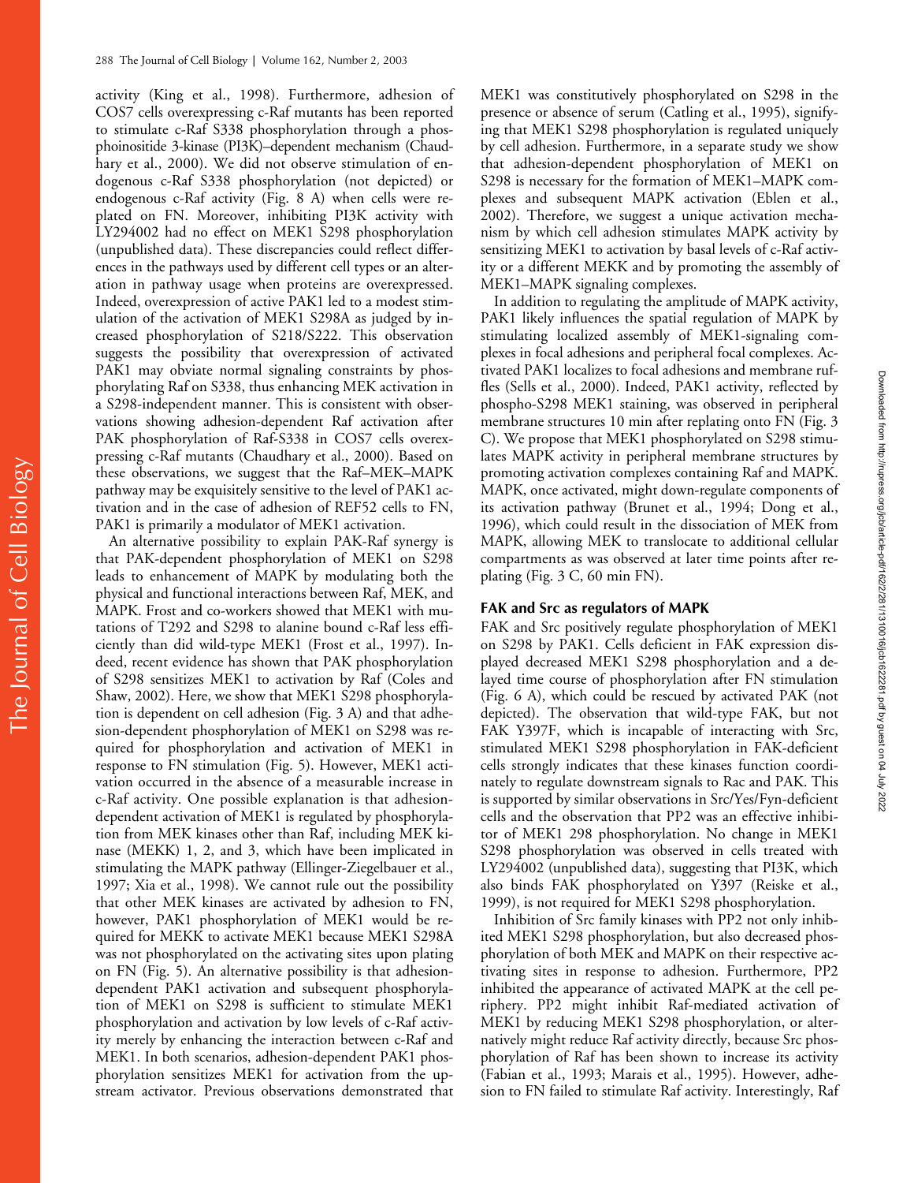activity (King et al., 1998). Furthermore, adhesion of COS7 cells overexpressing c-Raf mutants has been reported to stimulate c-Raf S338 phosphorylation through a phosphoinositide 3-kinase (PI3K)–dependent mechanism (Chaudhary et al., 2000). We did not observe stimulation of endogenous c-Raf S338 phosphorylation (not depicted) or endogenous c-Raf activity (Fig. 8 A) when cells were replated on FN. Moreover, inhibiting PI3K activity with LY294002 had no effect on MEK1 S298 phosphorylation (unpublished data). These discrepancies could reflect differences in the pathways used by different cell types or an alteration in pathway usage when proteins are overexpressed. Indeed, overexpression of active PAK1 led to a modest stimulation of the activation of MEK1 S298A as judged by increased phosphorylation of S218/S222. This observation suggests the possibility that overexpression of activated PAK1 may obviate normal signaling constraints by phosphorylating Raf on S338, thus enhancing MEK activation in a S298-independent manner. This is consistent with observations showing adhesion-dependent Raf activation after PAK phosphorylation of Raf-S338 in COS7 cells overexpressing c-Raf mutants (Chaudhary et al., 2000). Based on these observations, we suggest that the Raf–MEK–MAPK pathway may be exquisitely sensitive to the level of PAK1 activation and in the case of adhesion of REF52 cells to FN, PAK1 is primarily a modulator of MEK1 activation.

An alternative possibility to explain PAK-Raf synergy is that PAK-dependent phosphorylation of MEK1 on S298 leads to enhancement of MAPK by modulating both the physical and functional interactions between Raf, MEK, and MAPK. Frost and co-workers showed that MEK1 with mutations of T292 and S298 to alanine bound c-Raf less efficiently than did wild-type MEK1 (Frost et al., 1997). Indeed, recent evidence has shown that PAK phosphorylation of S298 sensitizes MEK1 to activation by Raf (Coles and Shaw, 2002). Here, we show that MEK1 S298 phosphorylation is dependent on cell adhesion (Fig. 3 A) and that adhesion-dependent phosphorylation of MEK1 on S298 was required for phosphorylation and activation of MEK1 in response to FN stimulation (Fig. 5). However, MEK1 activation occurred in the absence of a measurable increase in c-Raf activity. One possible explanation is that adhesion-dependent activation of MEK1 is regulated by phosphorylation from MEK kinases other than Raf, including MEK kinase (MEKK) 1, 2, and 3, which have been implicated in stimulating the MAPK pathway (Ellinger-Ziegelbauer et al., 1997; Xia et al., 1998). We cannot rule out the possibility that other MEK kinases are activated by adhesion to FN, however, PAK1 phosphorylation of MEK1 would be required for MEKK to activate MEK1 because MEK1 S298A was not phosphorylated on the activating sites upon plating on FN (Fig. 5). An alternative possibility is that adhesion-dependent PAK1 activation and subsequent phosphorylation of MEK1 on S298 is sufficient to stimulate MEK1 phosphorylation and activation by low levels of c-Raf activity merely by enhancing the interaction between c-Raf and MEK1. In both scenarios, adhesion-dependent PAK1 phosphorylation sensitizes MEK1 for activation from the upstream activator. Previous observations demonstrated that MEK1 was constitutively phosphorylated on S298 in the presence or absence of serum (Catling et al., 1995), signifying that MEK1 S298 phosphorylation is regulated uniquely by cell adhesion. Furthermore, in a separate study we show that adhesion-dependent phosphorylation of MEK1 on S298 is necessary for the formation of MEK1–MAPK complexes and subsequent MAPK activation (Eblen et al., 2002). Therefore, we suggest a unique activation mechanism by which cell adhesion stimulates MAPK activity by sensitizing MEK1 to activation by basal levels of c-Raf activity or a different MEKK and by promoting the assembly of MEK1–MAPK signaling complexes.

In addition to regulating the amplitude of MAPK activity, PAK1 likely influences the spatial regulation of MAPK by stimulating localized assembly of MEK1-signaling complexes in focal adhesions and peripheral focal complexes. Activated PAK1 localizes to focal adhesions and membrane ruffles (Sells et al., 2000). Indeed, PAK1 activity, reflected by phospho-S298 MEK1 staining, was observed in peripheral membrane structures 10 min after replating onto FN (Fig. 3 C). We propose that MEK1 phosphorylated on S298 stimulates MAPK activity in peripheral membrane structures by promoting activation complexes containing Raf and MAPK. MAPK, once activated, might down-regulate components of its activation pathway (Brunet et al., 1994; Dong et al., 1996), which could result in the dissociation of MEK from MAPK, allowing MEK to translocate to additional cellular compartments as was observed at later time points after replating (Fig. 3 C, 60 min FN).

### FAK and Src as regulators of MAPK

FAK and Src positively regulate phosphorylation of MEK1 on S298 by PAK1. Cells deficient in FAK expression displayed decreased MEK1 S298 phosphorylation and a delayed time course of phosphorylation after FN stimulation (Fig. 6 A), which could be rescued by activated PAK (not depicted). The observation that wild-type FAK, but not FAK Y397F, which is incapable of interacting with Src, stimulated MEK1 S298 phosphorylation in FAK-deficient cells strongly indicates that these kinases function coordinately to regulate downstream signals to Rac and PAK. This is supported by similar observations in Src/Yes/Fyn-deficient cells and the observation that PP2 was an effective inhibitor of MEK1 298 phosphorylation. No change in MEK1 S298 phosphorylation was observed in cells treated with LY294002 (unpublished data), suggesting that PI3K, which also binds FAK phosphorylated on Y397 (Reiske et al., 1999), is not required for MEK1 S298 phosphorylation.

Inhibition of Src family kinases with PP2 not only inhibited MEK1 S298 phosphorylation, but also decreased phosphorylation of both MEK and MAPK on their respective activating sites in response to adhesion. Furthermore, PP2 inhibited the appearance of activated MAPK at the cell periphery. PP2 might inhibit Raf-mediated activation of MEK1 by reducing MEK1 S298 phosphorylation, or alternatively might reduce Raf activity directly, because Src phosphorylation of Raf has been shown to increase its activity (Fabian et al., 1993; Marais et al., 1995). However, adhesion to FN failed to stimulate Raf activity. Interestingly, Raf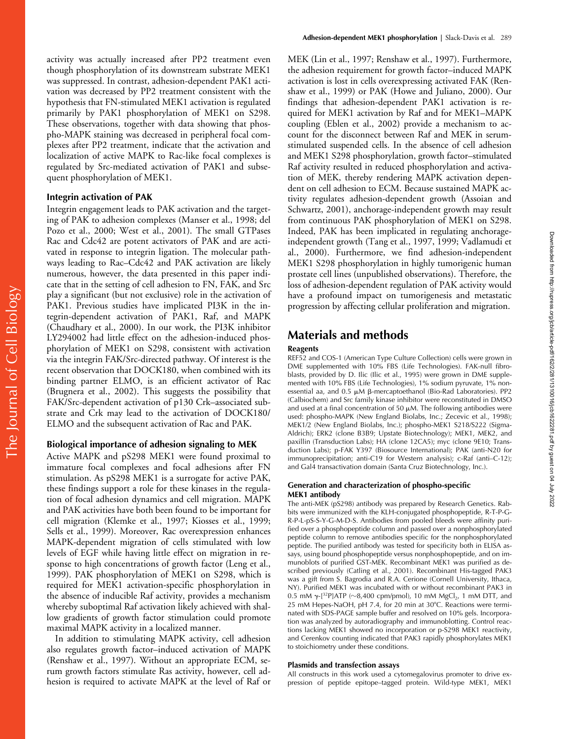activity was actually increased after PP2 treatment even though phosphorylation of its downstream substrate MEK1 was suppressed. In contrast, adhesion-dependent PAK1 activation was decreased by PP2 treatment consistent with the hypothesis that FN-stimulated MEK1 activation is regulated primarily by PAK1 phosphorylation of MEK1 on S298. These observations, together with data showing that phospho-MAPK staining was decreased in peripheral focal complexes after PP2 treatment, indicate that the activation and localization of active MAPK to Rac-like focal complexes is regulated by Src-mediated activation of PAK1 and subsequent phosphorylation of MEK1.

### Integrin activation of PAK

Integrin engagement leads to PAK activation and the targeting of PAK to adhesion complexes (Manser et al., 1998; del Pozo et al., 2000; West et al., 2001). The small GTPases Rac and Cdc42 are potent activators of PAK and are activated in response to integrin ligation. The molecular pathways leading to Rac–Cdc42 and PAK activation are likely numerous, however, the data presented in this paper indicate that in the setting of cell adhesion to FN, FAK, and Src play a significant (but not exclusive) role in the activation of PAK1. Previous studies have implicated PI3K in the integrin-dependent activation of PAK1, Raf, and MAPK (Chaudhary et al., 2000). In our work, the PI3K inhibitor LY294002 had little effect on the adhesion-induced phosphorylation of MEK1 on S298, consistent with activation via the integrin FAK/Src-directed pathway. Of interest is the recent observation that DOCK180, when combined with its binding partner ELMO, is an efficient activator of Rac (Brugnera et al., 2002). This suggests the possibility that FAK/Src-dependent activation of p130 Crk–associated substrate and Crk may lead to the activation of DOCK180/ELMO and the subsequent activation of Rac and PAK.

### Biological importance of adhesion signaling to MEK

Active MAPK and pS298 MEK1 were found proximal to immature focal complexes and focal adhesions after FN stimulation. As pS298 MEK1 is a surrogate for active PAK, these findings support a role for these kinases in the regulation of focal adhesion dynamics and cell migration. MAPK and PAK activities have both been found to be important for cell migration (Klemke et al., 1997; Kiosses et al., 1999; Sells et al., 1999). Moreover, Rac overexpression enhances MAPK-dependent migration of cells stimulated with low levels of EGF while having little effect on migration in response to high concentrations of growth factor (Leng et al., 1999). PAK phosphorylation of MEK1 on S298, which is required for MEK1 activation-specific phosphorylation in the absence of inducible Raf activity, provides a mechanism whereby suboptimal Raf activation likely achieved with shallow gradients of growth factor stimulation could promote maximal MAPK activity in a localized manner.

In addition to stimulating MAPK activity, cell adhesion also regulates growth factor–induced activation of MAPK (Renshaw et al., 1997). Without an appropriate ECM, serum growth factors stimulate Ras activity, however, cell adhesion is required to activate MAPK at the level of Raf or MEK (Lin et al., 1997; Renshaw et al., 1997). Furthermore, the adhesion requirement for growth factor–induced MAPK activation is lost in cells overexpressing activated FAK (Renshaw et al., 1999) or PAK (Howe and Juliano, 2000). Our findings that adhesion-dependent PAK1 activation is required for MEK1 activation by Raf and for MEK1–MAPK coupling (Eblen et al., 2002) provide a mechanism to account for the disconnect between Raf and MEK in serum-stimulated suspended cells. In the absence of cell adhesion and MEK1 S298 phosphorylation, growth factor–stimulated Raf activity resulted in reduced phosphorylation and activation of MEK, thereby rendering MAPK activation dependent on cell adhesion to ECM. Because sustained MAPK activity regulates adhesion-dependent growth (Assoian and Schwartz, 2001), anchorage-independent growth may result from continuous PAK phosphorylation of MEK1 on S298. Indeed, PAK has been implicated in regulating anchorage-independent growth (Tang et al., 1997, 1999; Vadlamudi et al., 2000). Furthermore, we find adhesion-independent MEK1 S298 phosphorylation in highly tumorigenic human prostate cell lines (unpublished observations). Therefore, the loss of adhesion-dependent regulation of PAK activity would have a profound impact on tumorigenesis and metastatic progression by affecting cellular proliferation and migration.

## Materials and methods

### Reagents

REF52 and COS-1 (American Type Culture Collection) cells were grown in DME supplemented with 10% FBS (Life Technologies). FAK-null fibroblasts, provided by D. Ilic (Ilic et al., 1995) were grown in DME supplemented with 10% FBS (Life Technologies), 1% sodium pyruvate, 1% nonessential aa, and 0.5 μM β-mercaptoethanol (Bio-Rad Laboratories). PP2 (Calbiochem) and Src family kinase inhibitor were reconstituted in DMSO and used at a final concentration of 50 μM. The following antibodies were used: phospho-MAPK (New England Biolabs, Inc.; Zecevic et al., 1998); MEK1/2 (New England Biolabs, Inc.); phospho-MEK1 S218/S222 (Sigma-Aldrich); ERK2 (clone B3B9; Upstate Biotechnology); MEK1, MEK2, and paxillin (Transduction Labs); HA (clone 12CA5); myc (clone 9E10; Transduction Labs); p-FAK Y397 (Biosource International); PAK (anti-N20 for immunoprecipitation; anti-C19 for Western analysis); c-Raf (anti–C-12); and Gal4 transactivation domain (Santa Cruz Biotechnology, Inc.).

### Generation and characterization of phospho-specific MEK1 antibody

The anti-MEK (pS298) antibody was prepared by Research Genetics. Rabbits were immunized with the KLH-conjugated phosphopeptide, R-T-P-G-R-P-L-pS-S-Y-G-M-D-S. Antibodies from pooled bleeds were affinity purified over a phosphopeptide column and passed over a nonphosphorylated peptide column to remove antibodies specific for the nonphosphorylated peptide. The purified antibody was tested for specificity both in ELISA assays, using bound phosphopeptide versus nonphosphopeptide, and on immunoblots of purified GST-MEK. Recombinant MEK1 was purified as described previously (Catling et al., 2001). Recombinant His-tagged PAK3 was a gift from S. Bagrodia and R.A. Cerione (Cornell University, Ithaca, NY). Purified MEK1 was incubated with or without recombinant PAK3 in 0.5 mM γ-[$^{32}$P]ATP (~8,400 cpm/pmol), 10 mM $MgCl_2$, 1 mM DTT, and 25 mM Hepes-NaOH, pH 7.4, for 20 min at 30°C. Reactions were terminated with SDS-PAGE sample buffer and resolved on 10% gels. Incorporation was analyzed by autoradiography and immunoblotting. Control reactions lacking MEK1 showed no incorporation or p-S298 MEK1 reactivity, and Cerenkov counting indicated that PAK3 rapidly phosphorylates MEK1 to stoichiometry under these conditions.

### Plasmids and transfection assays

All constructs in this work used a cytomegalovirus promoter to drive expression of peptide epitope–tagged protein. Wild-type MEK1, MEK1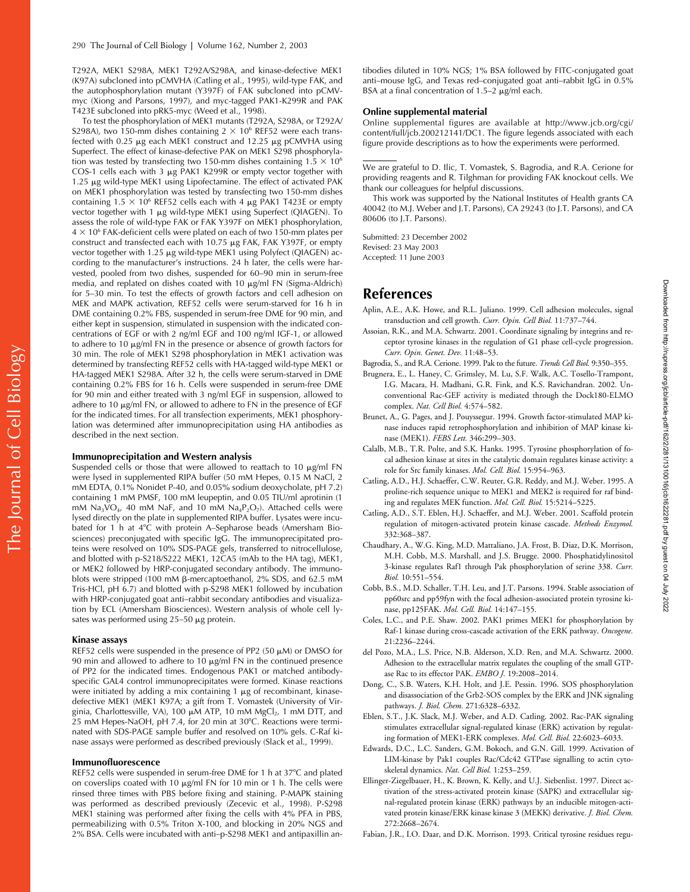T292A, MEK1 S298A, MEK1 T292A/S298A, and kinase-defective MEK1 (K97A) subcloned into pCMVHA (Catling et al., 1995), wild-type FAK, and the autophosphorylation mutant (Y397F) of FAK subcloned into pCMV-myc (Xiong and Parsons, 1997), and myc-tagged PAK1-K299R and PAK T423E subcloned into pRK5-myc (Weed et al., 1998).

To test the phosphorylation of MEK1 mutants (T292A, S298A, or T292A/S298A), two 150-mm dishes containing $2 \times 10^6$ REF52 were each transfected with 0.25 μg each MEK1 construct and 12.25 μg pCMVHA using Superfect. The effect of kinase-defective PAK on MEK1 S298 phosphorylation was tested by transfecting two 150-mm dishes containing $1.5 \times 10^6$ COS-1 cells each with 3 μg PAK1 K299R or empty vector together with 1.25 μg wild-type MEK1 using Lipofectamine. The effect of activated PAK on MEK1 phosphorylation was tested by transfecting two 150-mm dishes containing $1.5 \times 10^6$ REF52 cells each with 4 μg PAK1 T423E or empty vector together with 1 μg wild-type MEK1 using Superfect (QIAGEN). To assess the role of wild-type FAK or FAK Y397F on MEK1 phosphorylation, $4 \times 10^6$ FAK-deficient cells were plated on each of two 150-mm plates per construct and transfected each with 10.75 μg FAK, FAK Y397F, or empty vector together with 1.25 μg wild-type MEK1 using Polyfect (QIAGEN) according to the manufacturer's instructions. 24 h later, the cells were harvested, pooled from two dishes, suspended for 60–90 min in serum-free media, and replated on dishes coated with 10 μg/ml FN (Sigma-Aldrich) for 5–30 min. To test the effects of growth factors and cell adhesion on MEK and MAPK activation, REF52 cells were serum-starved for 16 h in DME containing 0.2% FBS, suspended in serum-free DME for 90 min, and either kept in suspension, stimulated in suspension with the indicated concentrations of EGF or with 2 ng/ml EGF and 100 ng/ml IGF-1, or allowed to adhere to 10 μg/ml FN in the presence or absence of growth factors for 30 min. The role of MEK1 S298 phosphorylation in MEK1 activation was determined by transfecting REF52 cells with HA-tagged wild-type MEK1 or HA-tagged MEK1 S298A. After 32 h, the cells were serum-starved in DME containing 0.2% FBS for 16 h. Cells were suspended in serum-free DME for 90 min and either treated with 3 ng/ml EGF in suspension, allowed to adhere to 10 μg/ml FN, or allowed to adhere to FN in the presence of EGF for the indicated times. For all transfection experiments, MEK1 phosphorylation was determined after immunoprecipitation using HA antibodies as described in the next section.

### Immunoprecipitation and Western analysis

Suspended cells or those that were allowed to reattach to 10 μg/ml FN were lysed in supplemented RIPA buffer (50 mM Hepes, 0.15 M NaCl, 2 mM EDTA, 0.1% Nonidet P-40, and 0.05% sodium deoxycholate, pH 7.2) containing 1 mM PMSF, 100 mM leupeptin, and 0.05 TIU/ml aprotinin (1 mM $Na_3VO_4$, 40 mM NaF, and 10 mM $Na_4P_2O_7$). Attached cells were lysed directly on the plate in supplemented RIPA buffer. Lysates were incubated for 1 h at 4°C with protein A–Sepharose beads (Amersham Biosciences) preconjugated with specific IgG. The immunoprecipitated proteins were resolved on 10% SDS-PAGE gels, transferred to nitrocellulose, and blotted with p-S218/S222 MEK1, 12CA5 (mAb to the HA tag), MEK1, or MEK2 followed by HRP-conjugated secondary antibody. The immunoblots were stripped (100 mM β-mercaptoethanol, 2% SDS, and 62.5 mM Tris-HCl, pH 6.7) and blotted with p-S298 MEK1 followed by incubation with HRP-conjugated goat anti–rabbit secondary antibodies and visualization by ECL (Amersham Biosciences). Western analysis of whole cell lysates was performed using 25–50 μg protein.

### Kinase assays

REF52 cells were suspended in the presence of PP2 (50 μM) or DMSO for 90 min and allowed to adhere to 10 μg/ml FN in the continued presence of PP2 for the indicated times. Endogenous PAK1 or matched antibody-specific GAL4 control immunoprecipitates were formed. Kinase reactions were initiated by adding a mix containing 1 μg of recombinant, kinase-defective MEK1 (MEK1 K97A; a gift from T. Vomastek (University of Virginia, Charlottesville, VA), 100 μM ATP, 10 mM $MgCl_2$, 1 mM DTT, and 25 mM Hepes-NaOH, pH 7.4, for 20 min at 30°C. Reactions were terminated with SDS-PAGE sample buffer and resolved on 10% gels. C-Raf kinase assays were performed as described previously (Slack et al., 1999).

### Immunofluorescence

REF52 cells were suspended in serum-free DME for 1 h at 37°C and plated on coverslips coated with 10 μg/ml FN for 10 min or 1 h. The cells were rinsed three times with PBS before fixing and staining. P-MAPK staining was performed as described previously (Zecevic et al., 1998). P-S298 MEK1 staining was performed after fixing the cells with 4% PFA in PBS, permeabilizing with 0.5% Triton X-100, and blocking in 20% NGS and 2% BSA. Cells were incubated with anti–p-S298 MEK1 and antipaxillin antibodies diluted in 10% NGS; 1% BSA followed by FITC-conjugated goat anti–mouse IgG, and Texas red–conjugated goat anti–rabbit IgG in 0.5% BSA at a final concentration of 1.5–2 μg/ml each.

### Online supplemental material

Online supplemental figures are available at http://www.jcb.org/cgi/content/full/jcb.200212141/DC1. The figure legends associated with each figure provide descriptions as to how the experiments were performed.

---

We are grateful to D. Ilic, T. Vomastek, S. Bagrodia, and R.A. Cerione for providing reagents and R. Tilghman for providing FAK knockout cells. We thank our colleagues for helpful discussions.

This work was supported by the National Institutes of Health grants CA 40042 (to M.J. Weber and J.T. Parsons), CA 29243 (to J.T. Parsons), and CA 80606 (to J.T. Parsons).

Submitted: 23 December 2002
Revised: 23 May 2003
Accepted: 11 June 2003

## References

Aplin, A.E., A.K. Howe, and R.L. Juliano. 1999. Cell adhesion molecules, signal transduction and cell growth. *Curr. Opin. Cell Biol.* 11:737–744.

Assoian, R.K., and M.A. Schwartz. 2001. Coordinate signaling by integrins and receptor tyrosine kinases in the regulation of G1 phase cell-cycle progression. *Curr. Opin. Genet. Dev.* 11:48–53.

Bagrodia, S., and R.A. Cerione. 1999. Pak to the future. *Trends Cell Biol.* 9:350–355.

Brugnera, E., L. Haney, C. Grimsley, M. Lu, S.F. Walk, A.C. Tosello-Trampont, I.G. Macara, H. Madhani, G.R. Fink, and K.S. Ravichandran. 2002. Unconventional Rac-GEF activity is mediated through the Dock180-ELMO complex. *Nat. Cell Biol.* 4:574–582.

Brunet, A., G. Pages, and J. Pouyssegur. 1994. Growth factor-stimulated MAP kinase induces rapid retrophosphorylation and inhibition of MAP kinase kinase (MEK1). *FEBS Lett.* 346:299–303.

Calalb, M.B., T.R. Polte, and S.K. Hanks. 1995. Tyrosine phosphorylation of focal adhesion kinase at sites in the catalytic domain regulates kinase activity: a role for Src family kinases. *Mol. Cell. Biol.* 15:954–963.

Catling, A.D., H.J. Schaeffer, C.W. Reuter, G.R. Reddy, and M.J. Weber. 1995. A proline-rich sequence unique to MEK1 and MEK2 is required for raf binding and regulates MEK function. *Mol. Cell. Biol.* 15:5214–5225.

Catling, A.D., S.T. Eblen, H.J. Schaeffer, and M.J. Weber. 2001. Scaffold protein regulation of mitogen-activated protein kinase cascade. *Methods Enzymol.* 332:368–387.

Chaudhary, A., W.G. King, M.D. Mattaliano, J.A. Frost, B. Diaz, D.K. Morrison, M.H. Cobb, M.S. Marshall, and J.S. Brugge. 2000. Phosphatidylinositol 3-kinase regulates Raf1 through Pak phosphorylation of serine 338. *Curr. Biol.* 10:551–554.

Cobb, B.S., M.D. Schaller, T.H. Leu, and J.T. Parsons. 1994. Stable association of pp60src and pp59fyn with the focal adhesion-associated protein tyrosine kinase, pp125FAK. *Mol. Cell. Biol.* 14:147–155.

Coles, L.C., and P.E. Shaw. 2002. PAK1 primes MEK1 for phosphorylation by Raf-1 kinase during cross-cascade activation of the ERK pathway. *Oncogene.* 21:2236–2244.

del Pozo, M.A., L.S. Price, N.B. Alderson, X.D. Ren, and M.A. Schwartz. 2000. Adhesion to the extracellular matrix regulates the coupling of the small GTPase Rac to its effector PAK. *EMBO J.* 19:2008–2014.

Dong, C., S.B. Waters, K.H. Holt, and J.E. Pessin. 1996. SOS phosphorylation and disassociation of the Grb2-SOS complex by the ERK and JNK signaling pathways. *J. Biol. Chem.* 271:6328–6332.

Eblen, S.T., J.K. Slack, M.J. Weber, and A.D. Catling. 2002. Rac-PAK signaling stimulates extracellular signal-regulated kinase (ERK) activation by regulating formation of MEK1-ERK complexes. *Mol. Cell. Biol.* 22:6023–6033.

Edwards, D.C., L.C. Sanders, G.M. Bokoch, and G.N. Gill. 1999. Activation of LIM-kinase by Pak1 couples Rac/Cdc42 GTPase signalling to actin cytoskeletal dynamics. *Nat. Cell Biol.* 1:253–259.

Ellinger-Ziegelbauer, H., K. Brown, K. Kelly, and U.J. Siebenlist. 1997. Direct activation of the stress-activated protein kinase (SAPK) and extracellular signal-regulated protein kinase (ERK) pathways by an inducible mitogen-activated protein kinase/ERK kinase kinase 3 (MEKK) derivative. *J. Biol. Chem.* 272:2668–2674.

Fabian, J.R., I.O. Daar, and D.K. Morrison. 1993. Critical tyrosine residues regu-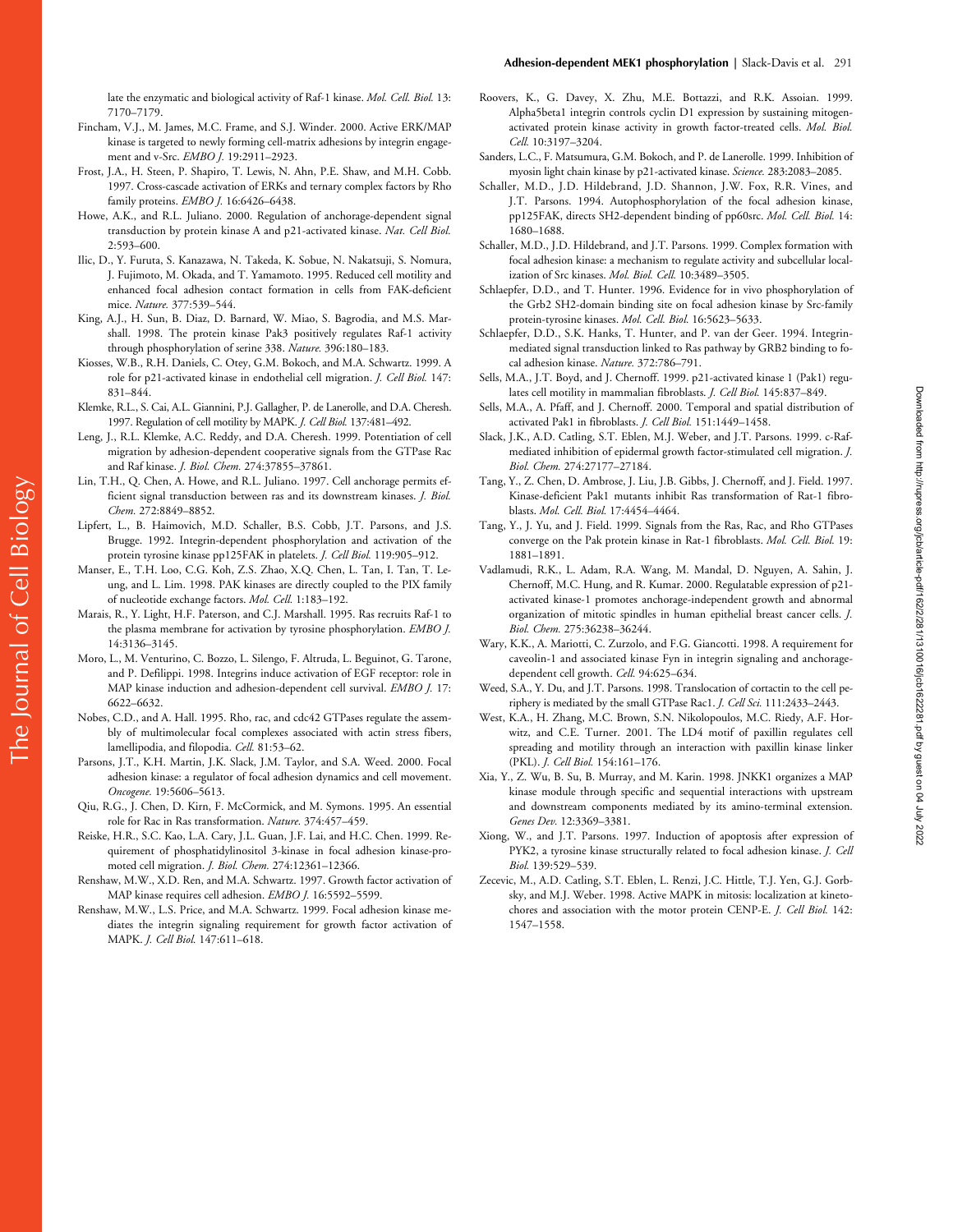late the enzymatic and biological activity of Raf-1 kinase. *Mol. Cell. Biol.* 13: 7170–7179.

Fincham, V.J., M. James, M.C. Frame, and S.J. Winder. 2000. Active ERK/MAP kinase is targeted to newly forming cell-matrix adhesions by integrin engagement and v-Src. *EMBO J.* 19:2911–2923.

Frost, J.A., H. Steen, P. Shapiro, T. Lewis, N. Ahn, P.E. Shaw, and M.H. Cobb. 1997. Cross-cascade activation of ERKs and ternary complex factors by Rho family proteins. *EMBO J.* 16:6426–6438.

Howe, A.K., and R.L. Juliano. 2000. Regulation of anchorage-dependent signal transduction by protein kinase A and p21-activated kinase. *Nat. Cell Biol.* 2:593–600.

Ilic, D., Y. Furuta, S. Kanazawa, N. Takeda, K. Sobue, N. Nakatsuji, S. Nomura, J. Fujimoto, M. Okada, and T. Yamamoto. 1995. Reduced cell motility and enhanced focal adhesion contact formation in cells from FAK-deficient mice. *Nature.* 377:539–544.

King, A.J., H. Sun, B. Diaz, D. Barnard, W. Miao, S. Bagrodia, and M.S. Marshall. 1998. The protein kinase Pak3 positively regulates Raf-1 activity through phosphorylation of serine 338. *Nature.* 396:180–183.

Kiosses, W.B., R.H. Daniels, C. Otey, G.M. Bokoch, and M.A. Schwartz. 1999. A role for p21-activated kinase in endothelial cell migration. *J. Cell Biol.* 147: 831–844.

Klemke, R.L., S. Cai, A.L. Giannini, P.J. Gallagher, P. de Lanerolle, and D.A. Cheresh. 1997. Regulation of cell motility by MAPK. *J. Cell Biol.* 137:481–492.

Leng, J., R.L. Klemke, A.C. Reddy, and D.A. Cheresh. 1999. Potentiation of cell migration by adhesion-dependent cooperative signals from the GTPase Rac and Raf kinase. *J. Biol. Chem.* 274:37855–37861.

Lin, T.H., Q. Chen, A. Howe, and R.L. Juliano. 1997. Cell anchorage permits efficient signal transduction between ras and its downstream kinases. *J. Biol. Chem.* 272:8849–8852.

Lipfert, L., B. Haimovich, M.D. Schaller, B.S. Cobb, J.T. Parsons, and J.S. Brugge. 1992. Integrin-dependent phosphorylation and activation of the protein tyrosine kinase pp125FAK in platelets. *J. Cell Biol.* 119:905–912.

Manser, E., T.H. Loo, C.G. Koh, Z.S. Zhao, X.Q. Chen, L. Tan, I. Tan, T. Leung, and L. Lim. 1998. PAK kinases are directly coupled to the PIX family of nucleotide exchange factors. *Mol. Cell.* 1:183–192.

Marais, R., Y. Light, H.F. Paterson, and C.J. Marshall. 1995. Ras recruits Raf-1 to the plasma membrane for activation by tyrosine phosphorylation. *EMBO J.* 14:3136–3145.

Moro, L., M. Venturino, C. Bozzo, L. Silengo, F. Altruda, L. Beguinot, G. Tarone, and P. Defilippi. 1998. Integrins induce activation of EGF receptor: role in MAP kinase induction and adhesion-dependent cell survival. *EMBO J.* 17: 6622–6632.

Nobes, C.D., and A. Hall. 1995. Rho, rac, and cdc42 GTPases regulate the assembly of multimolecular focal complexes associated with actin stress fibers, lamellipodia, and filopodia. *Cell.* 81:53–62.

Parsons, J.T., K.H. Martin, J.K. Slack, J.M. Taylor, and S.A. Weed. 2000. Focal adhesion kinase: a regulator of focal adhesion dynamics and cell movement. *Oncogene.* 19:5606–5613.

Qiu, R.G., J. Chen, D. Kirn, F. McCormick, and M. Symons. 1995. An essential role for Rac in Ras transformation. *Nature.* 374:457–459.

Reiske, H.R., S.C. Kao, L.A. Cary, J.L. Guan, J.F. Lai, and H.C. Chen. 1999. Requirement of phosphatidylinositol 3-kinase in focal adhesion kinase-promoted cell migration. *J. Biol. Chem.* 274:12361–12366.

Renshaw, M.W., X.D. Ren, and M.A. Schwartz. 1997. Growth factor activation of MAP kinase requires cell adhesion. *EMBO J.* 16:5592–5599.

Renshaw, M.W., L.S. Price, and M.A. Schwartz. 1999. Focal adhesion kinase mediates the integrin signaling requirement for growth factor activation of MAPK. *J. Cell Biol.* 147:611–618.

Roovers, K., G. Davey, X. Zhu, M.E. Bottazzi, and R.K. Assoian. 1999. Alpha5beta1 integrin controls cyclin D1 expression by sustaining mitogen-activated protein kinase activity in growth factor-treated cells. *Mol. Biol. Cell.* 10:3197–3204.

Sanders, L.C., F. Matsumura, G.M. Bokoch, and P. de Lanerolle. 1999. Inhibition of myosin light chain kinase by p21-activated kinase. *Science.* 283:2083–2085.

Schaller, M.D., J.D. Hildebrand, J.D. Shannon, J.W. Fox, R.R. Vines, and J.T. Parsons. 1994. Autophosphorylation of the focal adhesion kinase, pp125FAK, directs SH2-dependent binding of pp60src. *Mol. Cell. Biol.* 14: 1680–1688.

Schaller, M.D., J.D. Hildebrand, and J.T. Parsons. 1999. Complex formation with focal adhesion kinase: a mechanism to regulate activity and subcellular localization of Src kinases. *Mol. Biol. Cell.* 10:3489–3505.

Schlaepfer, D.D., and T. Hunter. 1996. Evidence for in vivo phosphorylation of the Grb2 SH2-domain binding site on focal adhesion kinase by Src-family protein-tyrosine kinases. *Mol. Cell. Biol.* 16:5623–5633.

Schlaepfer, D.D., S.K. Hanks, T. Hunter, and P. van der Geer. 1994. Integrin-mediated signal transduction linked to Ras pathway by GRB2 binding to focal adhesion kinase. *Nature.* 372:786–791.

Sells, M.A., J.T. Boyd, and J. Chernoff. 1999. p21-activated kinase 1 (Pak1) regulates cell motility in mammalian fibroblasts. *J. Cell Biol.* 145:837–849.

Sells, M.A., A. Pfaff, and J. Chernoff. 2000. Temporal and spatial distribution of activated Pak1 in fibroblasts. *J. Cell Biol.* 151:1449–1458.

Slack, J.K., A.D. Catling, S.T. Eblen, M.J. Weber, and J.T. Parsons. 1999. c-Raf-mediated inhibition of epidermal growth factor-stimulated cell migration. *J. Biol. Chem.* 274:27177–27184.

Tang, Y., Z. Chen, D. Ambrose, J. Liu, J.B. Gibbs, J. Chernoff, and J. Field. 1997. Kinase-deficient Pak1 mutants inhibit Ras transformation of Rat-1 fibroblasts. *Mol. Cell. Biol.* 17:4454–4464.

Tang, Y., J. Yu, and J. Field. 1999. Signals from the Ras, Rac, and Rho GTPases converge on the Pak protein kinase in Rat-1 fibroblasts. *Mol. Cell. Biol.* 19: 1881–1891.

Vadlamudi, R.K., L. Adam, R.A. Wang, M. Mandal, D. Nguyen, A. Sahin, J. Chernoff, M.C. Hung, and R. Kumar. 2000. Regulatable expression of p21-activated kinase-1 promotes anchorage-independent growth and abnormal organization of mitotic spindles in human epithelial breast cancer cells. *J. Biol. Chem.* 275:36238–36244.

Wary, K.K., A. Mariotti, C. Zurzolo, and F.G. Giancotti. 1998. A requirement for caveolin-1 and associated kinase Fyn in integrin signaling and anchorage-dependent cell growth. *Cell.* 94:625–634.

Weed, S.A., Y. Du, and J.T. Parsons. 1998. Translocation of cortactin to the cell periphery is mediated by the small GTPase Rac1. *J. Cell Sci.* 111:2433–2443.

West, K.A., H. Zhang, M.C. Brown, S.N. Nikolopoulos, M.C. Riedy, A.F. Horwitz, and C.E. Turner. 2001. The LD4 motif of paxillin regulates cell spreading and motility through an interaction with paxillin kinase linker (PKL). *J. Cell Biol.* 154:161–176.

Xia, Y., Z. Wu, B. Su, B. Murray, and M. Karin. 1998. JNKK1 organizes a MAP kinase module through specific and sequential interactions with upstream and downstream components mediated by its amino-terminal extension. *Genes Dev.* 12:3369–3381.

Xiong, W., and J.T. Parsons. 1997. Induction of apoptosis after expression of PYK2, a tyrosine kinase structurally related to focal adhesion kinase. *J. Cell Biol.* 139:529–539.

Zecevic, M., A.D. Catling, S.T. Eblen, L. Renzi, J.C. Hittle, T.J. Yen, G.J. Gorbsky, and M.J. Weber. 1998. Active MAPK in mitosis: localization at kinetochores and association with the motor protein CENP-E. *J. Cell Biol.* 142: 1547–1558.